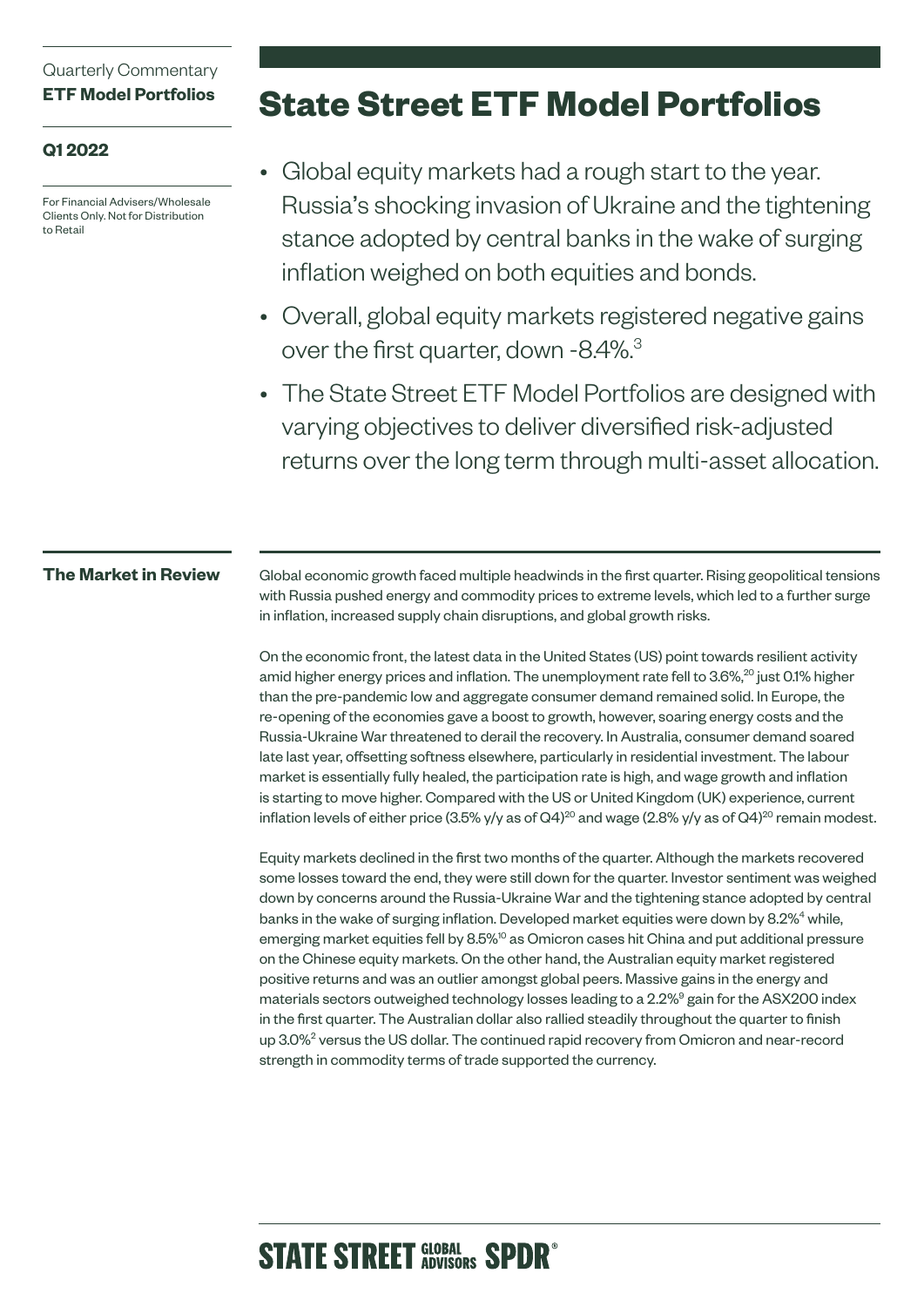Quarterly Commentary
**ETF Model Portfolios**

**Q1 2022**

For Financial Advisers/Wholesale Clients Only. Not for Distribution to Retail

# State Street ETF Model Portfolios

- Global equity markets had a rough start to the year. Russia's shocking invasion of Ukraine and the tightening stance adopted by central banks in the wake of surging inflation weighed on both equities and bonds.
- Overall, global equity markets registered negative gains over the first quarter, down -8.4%.[3]
- The State Street ETF Model Portfolios are designed with varying objectives to deliver diversified risk-adjusted returns over the long term through multi-asset allocation.

## The Market in Review

Global economic growth faced multiple headwinds in the first quarter. Rising geopolitical tensions with Russia pushed energy and commodity prices to extreme levels, which led to a further surge in inflation, increased supply chain disruptions, and global growth risks.

On the economic front, the latest data in the United States (US) point towards resilient activity amid higher energy prices and inflation. The unemployment rate fell to 3.6%,[20] just 0.1% higher than the pre-pandemic low and aggregate consumer demand remained solid. In Europe, the re-opening of the economies gave a boost to growth, however, soaring energy costs and the Russia-Ukraine War threatened to derail the recovery. In Australia, consumer demand soared late last year, offsetting softness elsewhere, particularly in residential investment. The labour market is essentially fully healed, the participation rate is high, and wage growth and inflation is starting to move higher. Compared with the US or United Kingdom (UK) experience, current inflation levels of either price (3.5% y/y as of Q4)[20] and wage (2.8% y/y as of Q4)[20] remain modest.

Equity markets declined in the first two months of the quarter. Although the markets recovered some losses toward the end, they were still down for the quarter. Investor sentiment was weighed down by concerns around the Russia-Ukraine War and the tightening stance adopted by central banks in the wake of surging inflation. Developed market equities were down by 8.2%[4] while, emerging market equities fell by 8.5%[10] as Omicron cases hit China and put additional pressure on the Chinese equity markets. On the other hand, the Australian equity market registered positive returns and was an outlier amongst global peers. Massive gains in the energy and materials sectors outweighed technology losses leading to a 2.2%[9] gain for the ASX200 index in the first quarter. The Australian dollar also rallied steadily throughout the quarter to finish up 3.0%[2] versus the US dollar. The continued rapid recovery from Omicron and near-record strength in commodity terms of trade supported the currency.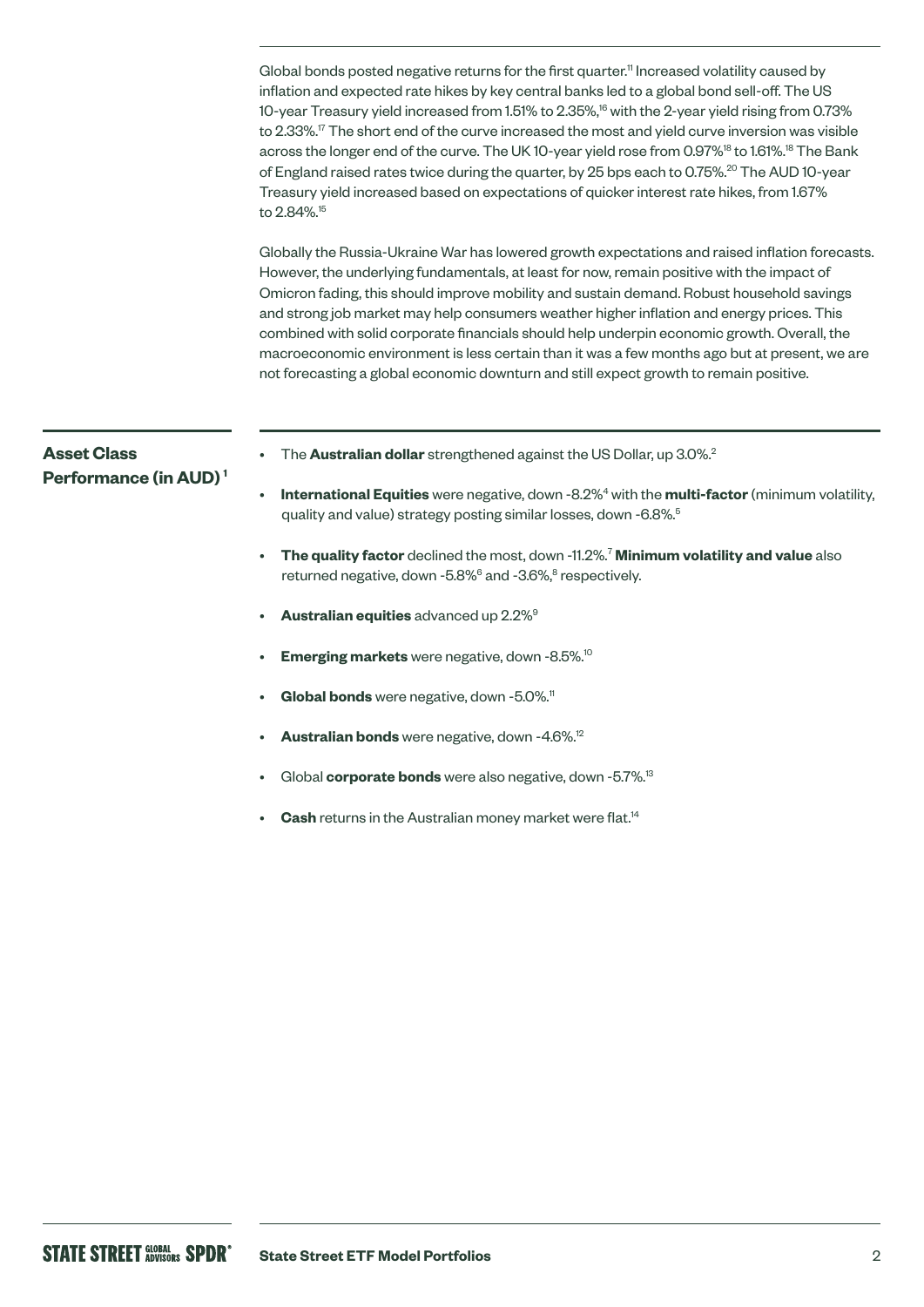Global bonds posted negative returns for the first quarter.[11] Increased volatility caused by inflation and expected rate hikes by key central banks led to a global bond sell-off. The US 10-year Treasury yield increased from 1.51% to 2.35%,[16] with the 2-year yield rising from 0.73% to 2.33%.[17] The short end of the curve increased the most and yield curve inversion was visible across the longer end of the curve. The UK 10-year yield rose from 0.97%[18] to 1.61%.[18] The Bank of England raised rates twice during the quarter, by 25 bps each to 0.75%.[20] The AUD 10-year Treasury yield increased based on expectations of quicker interest rate hikes, from 1.67% to 2.84%.[15]

Globally the Russia-Ukraine War has lowered growth expectations and raised inflation forecasts. However, the underlying fundamentals, at least for now, remain positive with the impact of Omicron fading, this should improve mobility and sustain demand. Robust household savings and strong job market may help consumers weather higher inflation and energy prices. This combined with solid corporate financials should help underpin economic growth. Overall, the macroeconomic environment is less certain than it was a few months ago but at present, we are not forecasting a global economic downturn and still expect growth to remain positive.

## Asset Class Performance (in AUD)[1]

- The **Australian dollar** strengthened against the US Dollar, up 3.0%.[2]
- **International Equities** were negative, down -8.2%[4] with the **multi-factor** (minimum volatility, quality and value) strategy posting similar losses, down -6.8%.[5]
- **The quality factor** declined the most, down -11.2%.[7] **Minimum volatility and value** also returned negative, down -5.8%[6] and -3.6%,[8] respectively.
- **Australian equities** advanced up 2.2%[9]
- **Emerging markets** were negative, down -8.5%.[10]
- **Global bonds** were negative, down -5.0%.[11]
- **Australian bonds** were negative, down -4.6%.[12]
- Global **corporate bonds** were also negative, down -5.7%.[13]
- **Cash** returns in the Australian money market were flat.[14]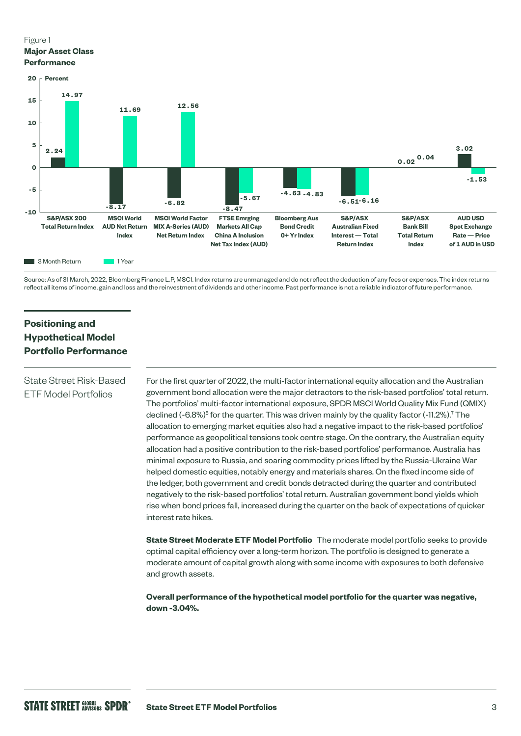Figure 1

**Major Asset Class Performance**

| Index | 3 Month Return (%) | 1 Year (%) |
|---|---|---|
| S&P/ASX 200 Total Return Index | 2.24 | 14.97 |
| MSCI World AUD Net Return Index | -8.17 | 11.69 |
| MSCI World Factor MIX A-Series (AUD) Net Return Index | -6.82 | 12.56 |
| FTSE Emrging Markets All Cap China A Inclusion Net Tax Index (AUD) | -8.47 | -5.67 |
| Bloomberg Aus Bond Credit 0+ Yr Index | -4.63 | -4.83 |
| S&P/ASX Australian Fixed Interest — Total Return Index | -6.51 | -6.16 |
| S&P/ASX Bank Bill Total Return Index | 0.02 | 0.04 |
| AUD USD Spot Exchange Rate — Price of 1 AUD in USD | 3.02 | -1.53 |

Source: As of 31 March, 2022, Bloomberg Finance L.P, MSCI. Index returns are unmanaged and do not reflect the deduction of any fees or expenses. The index returns reflect all items of income, gain and loss and the reinvestment of dividends and other income. Past performance is not a reliable indicator of future performance.

## Positioning and Hypothetical Model Portfolio Performance

### State Street Risk-Based ETF Model Portfolios

For the first quarter of 2022, the multi-factor international equity allocation and the Australian government bond allocation were the major detractors to the risk-based portfolios' total return. The portfolios' multi-factor international exposure, SPDR MSCI World Quality Mix Fund (QMIX) declined (-6.8%)[6] for the quarter. This was driven mainly by the quality factor (-11.2%).[7] The allocation to emerging market equities also had a negative impact to the risk-based portfolios' performance as geopolitical tensions took centre stage. On the contrary, the Australian equity allocation had a positive contribution to the risk-based portfolios' performance. Australia has minimal exposure to Russia, and soaring commodity prices lifted by the Russia-Ukraine War helped domestic equities, notably energy and materials shares. On the fixed income side of the ledger, both government and credit bonds detracted during the quarter and contributed negatively to the risk-based portfolios' total return. Australian government bond yields which rise when bond prices fall, increased during the quarter on the back of expectations of quicker interest rate hikes.

**State Street Moderate ETF Model Portfolio** The moderate model portfolio seeks to provide optimal capital efficiency over a long-term horizon. The portfolio is designed to generate a moderate amount of capital growth along with some income with exposures to both defensive and growth assets.

**Overall performance of the hypothetical model portfolio for the quarter was negative, down -3.04%.**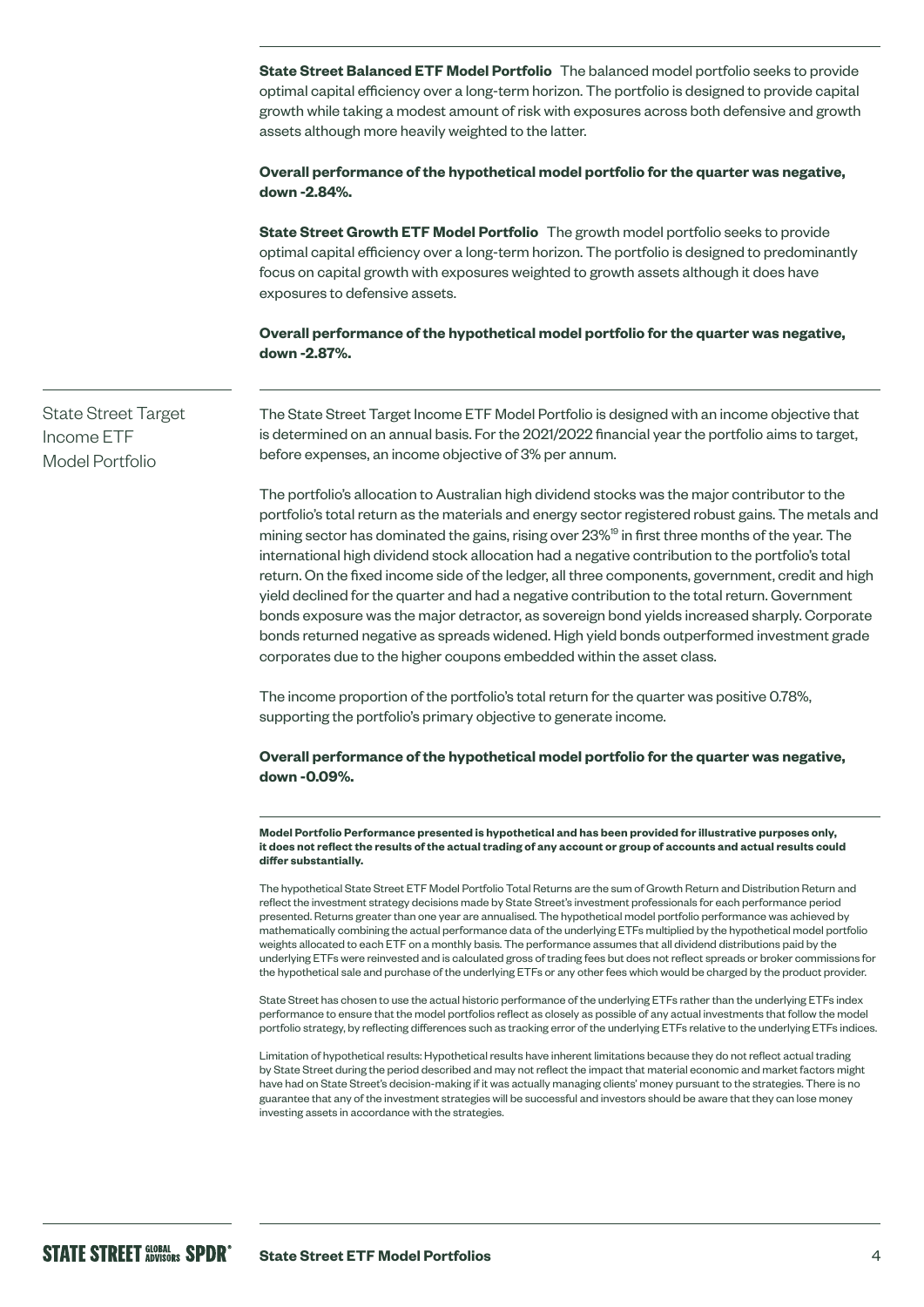**State Street Balanced ETF Model Portfolio** The balanced model portfolio seeks to provide optimal capital efficiency over a long-term horizon. The portfolio is designed to provide capital growth while taking a modest amount of risk with exposures across both defensive and growth assets although more heavily weighted to the latter.

**Overall performance of the hypothetical model portfolio for the quarter was negative, down -2.84%.**

**State Street Growth ETF Model Portfolio** The growth model portfolio seeks to provide optimal capital efficiency over a long-term horizon. The portfolio is designed to predominantly focus on capital growth with exposures weighted to growth assets although it does have exposures to defensive assets.

**Overall performance of the hypothetical model portfolio for the quarter was negative, down -2.87%.**

## State Street Target Income ETF Model Portfolio

The State Street Target Income ETF Model Portfolio is designed with an income objective that is determined on an annual basis. For the 2021/2022 financial year the portfolio aims to target, before expenses, an income objective of 3% per annum.

The portfolio's allocation to Australian high dividend stocks was the major contributor to the portfolio's total return as the materials and energy sector registered robust gains. The metals and mining sector has dominated the gains, rising over 23%[19] in first three months of the year. The international high dividend stock allocation had a negative contribution to the portfolio's total return. On the fixed income side of the ledger, all three components, government, credit and high yield declined for the quarter and had a negative contribution to the total return. Government bonds exposure was the major detractor, as sovereign bond yields increased sharply. Corporate bonds returned negative as spreads widened. High yield bonds outperformed investment grade corporates due to the higher coupons embedded within the asset class.

The income proportion of the portfolio's total return for the quarter was positive 0.78%, supporting the portfolio's primary objective to generate income.

**Overall performance of the hypothetical model portfolio for the quarter was negative, down -0.09%.**

**Model Portfolio Performance presented is hypothetical and has been provided for illustrative purposes only, it does not reflect the results of the actual trading of any account or group of accounts and actual results could differ substantially.**

The hypothetical State Street ETF Model Portfolio Total Returns are the sum of Growth Return and Distribution Return and reflect the investment strategy decisions made by State Street's investment professionals for each performance period presented. Returns greater than one year are annualised. The hypothetical model portfolio performance was achieved by mathematically combining the actual performance data of the underlying ETFs multiplied by the hypothetical model portfolio weights allocated to each ETF on a monthly basis. The performance assumes that all dividend distributions paid by the underlying ETFs were reinvested and is calculated gross of trading fees but does not reflect spreads or broker commissions for the hypothetical sale and purchase of the underlying ETFs or any other fees which would be charged by the product provider.

State Street has chosen to use the actual historic performance of the underlying ETFs rather than the underlying ETFs index performance to ensure that the model portfolios reflect as closely as possible of any actual investments that follow the model portfolio strategy, by reflecting differences such as tracking error of the underlying ETFs relative to the underlying ETFs indices.

Limitation of hypothetical results: Hypothetical results have inherent limitations because they do not reflect actual trading by State Street during the period described and may not reflect the impact that material economic and market factors might have had on State Street's decision-making if it was actually managing clients' money pursuant to the strategies. There is no guarantee that any of the investment strategies will be successful and investors should be aware that they can lose money investing assets in accordance with the strategies.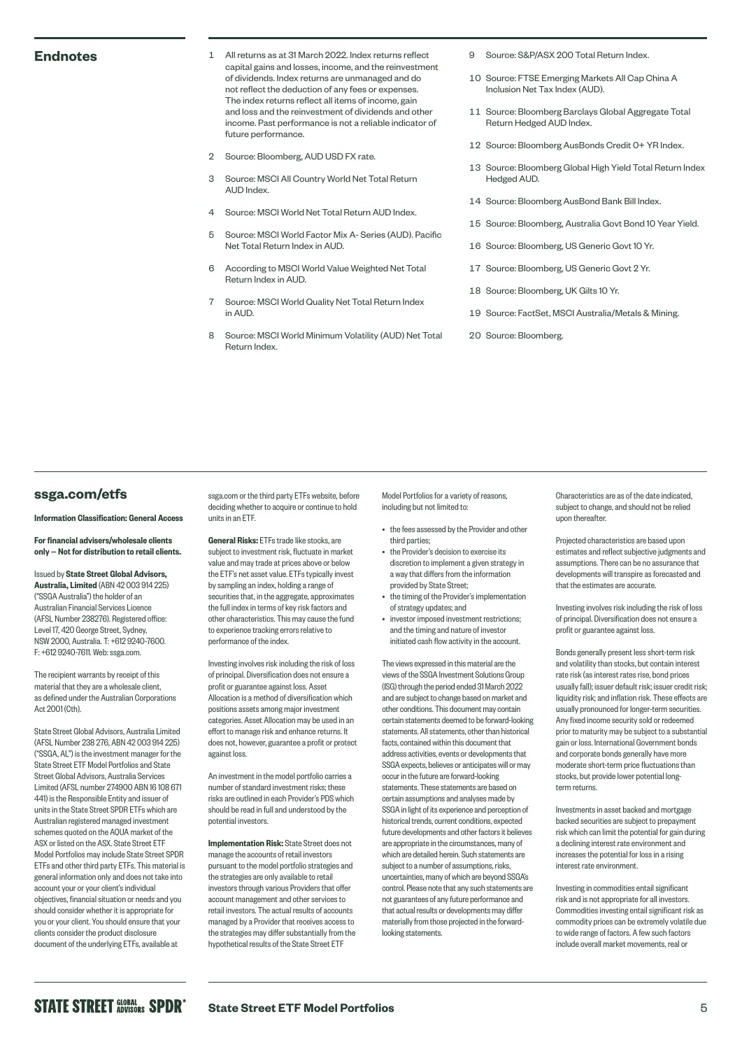## Endnotes

1. All returns as at 31 March 2022. Index returns reflect capital gains and losses, income, and the reinvestment of dividends. Index returns are unmanaged and do not reflect the deduction of any fees or expenses. The index returns reflect all items of income, gain and loss and the reinvestment of dividends and other income. Past performance is not a reliable indicator of future performance.
2. Source: Bloomberg, AUD USD FX rate.
3. Source: MSCI All Country World Net Total Return AUD Index.
4. Source: MSCI World Net Total Return AUD Index.
5. Source: MSCI World Factor Mix A- Series (AUD). Pacific Net Total Return Index in AUD.
6. According to MSCI World Value Weighted Net Total Return Index in AUD.
7. Source: MSCI World Quality Net Total Return Index in AUD.
8. Source: MSCI World Minimum Volatility (AUD) Net Total Return Index.
9. Source: S&P/ASX 200 Total Return Index.
10. Source: FTSE Emerging Markets All Cap China A Inclusion Net Tax Index (AUD).
11. Source: Bloomberg Barclays Global Aggregate Total Return Hedged AUD Index.
12. Source: Bloomberg AusBonds Credit 0+ YR Index.
13. Source: Bloomberg Global High Yield Total Return Index Hedged AUD.
14. Source: Bloomberg AusBond Bank Bill Index.
15. Source: Bloomberg, Australia Govt Bond 10 Year Yield.
16. Source: Bloomberg, US Generic Govt 10 Yr.
17. Source: Bloomberg, US Generic Govt 2 Yr.
18. Source: Bloomberg, UK Gilts 10 Yr.
19. Source: FactSet, MSCI Australia/Metals & Mining.
20. Source: Bloomberg.

## ssga.com/etfs

**Information Classification: General Access**

**For financial advisers/wholesale clients only — Not for distribution to retail clients.**

Issued by **State Street Global Advisors, Australia, Limited** (ABN 42 003 914 225) ("SSGA Australia") the holder of an Australian Financial Services Licence (AFSL Number 238276). Registered office: Level 17, 420 George Street, Sydney, NSW 2000, Australia. T: +612 9240-7600. F: +612 9240-7611. Web: ssga.com.

The recipient warrants by receipt of this material that they are a wholesale client, as defined under the Australian Corporations Act 2001 (Cth).

State Street Global Advisors, Australia Limited (AFSL Number 238 276, ABN 42 003 914 225) ("SSGA, AL") is the investment manager for the State Street ETF Model Portfolios and State Street Global Advisors, Australia Services Limited (AFSL number 274900 ABN 16 108 671 441) is the Responsible Entity and issuer of units in the State Street SPDR ETFs which are Australian registered managed investment schemes quoted on the AQUA market of the ASX or listed on the ASX. State Street ETF Model Portfolios may include State Street SPDR ETFs and other third party ETFs. This material is general information only and does not take into account your or your client's individual objectives, financial situation or needs and you should consider whether it is appropriate for you or your client. You should ensure that your clients consider the product disclosure document of the underlying ETFs, available at ssga.com or the third party ETFs website, before deciding whether to acquire or continue to hold units in an ETF.

**General Risks:** ETFs trade like stocks, are subject to investment risk, fluctuate in market value and may trade at prices above or below the ETF's net asset value. ETFs typically invest by sampling an index, holding a range of securities that, in the aggregate, approximates the full index in terms of key risk factors and other characteristics. This may cause the fund to experience tracking errors relative to performance of the index.

Investing involves risk including the risk of loss of principal. Diversification does not ensure a profit or guarantee against loss. Asset Allocation is a method of diversification which positions assets among major investment categories. Asset Allocation may be used in an effort to manage risk and enhance returns. It does not, however, guarantee a profit or protect against loss.

An investment in the model portfolio carries a number of standard investment risks; these risks are outlined in each Provider's PDS which should be read in full and understood by the potential investors.

**Implementation Risk:** State Street does not manage the accounts of retail investors pursuant to the model portfolio strategies and the strategies are only available to retail investors through various Providers that offer account management and other services to retail investors. The actual results of accounts managed by a Provider that receives access to the strategies may differ substantially from the hypothetical results of the State Street ETF Model Portfolios for a variety of reasons, including but not limited to:

- the fees assessed by the Provider and other third parties;
- the Provider's decision to exercise its discretion to implement a given strategy in a way that differs from the information provided by State Street;
- the timing of the Provider's implementation of strategy updates; and
- investor imposed investment restrictions; and the timing and nature of investor initiated cash flow activity in the account.

The views expressed in this material are the views of the SSGA Investment Solutions Group (ISG) through the period ended 31 March 2022 and are subject to change based on market and other conditions. This document may contain certain statements deemed to be forward-looking statements. All statements, other than historical facts, contained within this document that address activities, events or developments that SSGA expects, believes or anticipates will or may occur in the future are forward-looking statements. These statements are based on certain assumptions and analyses made by SSGA in light of its experience and perception of historical trends, current conditions, expected future developments and other factors it believes are appropriate in the circumstances, many of which are detailed herein. Such statements are subject to a number of assumptions, risks, uncertainties, many of which are beyond SSGA's control. Please note that any such statements are not guarantees of any future performance and that actual results or developments may differ materially from those projected in the forward-looking statements.

Characteristics are as of the date indicated, subject to change, and should not be relied upon thereafter.

Projected characteristics are based upon estimates and reflect subjective judgments and assumptions. There can be no assurance that developments will transpire as forecasted and that the estimates are accurate.

Investing involves risk including the risk of loss of principal. Diversification does not ensure a profit or guarantee against loss.

Bonds generally present less short-term risk and volatility than stocks, but contain interest rate risk (as interest rates rise, bond prices usually fall); issuer default risk; issuer credit risk; liquidity risk; and inflation risk. These effects are usually pronounced for longer-term securities. Any fixed income security sold or redeemed prior to maturity may be subject to a substantial gain or loss. International Government bonds and corporate bonds generally have more moderate short-term price fluctuations than stocks, but provide lower potential long-term returns.

Investments in asset backed and mortgage backed securities are subject to prepayment risk which can limit the potential for gain during a declining interest rate environment and increases the potential for loss in a rising interest rate environment.

Investing in commodities entail significant risk and is not appropriate for all investors. Commodities investing entail significant risk as commodity prices can be extremely volatile due to wide range of factors. A few such factors include overall market movements, real or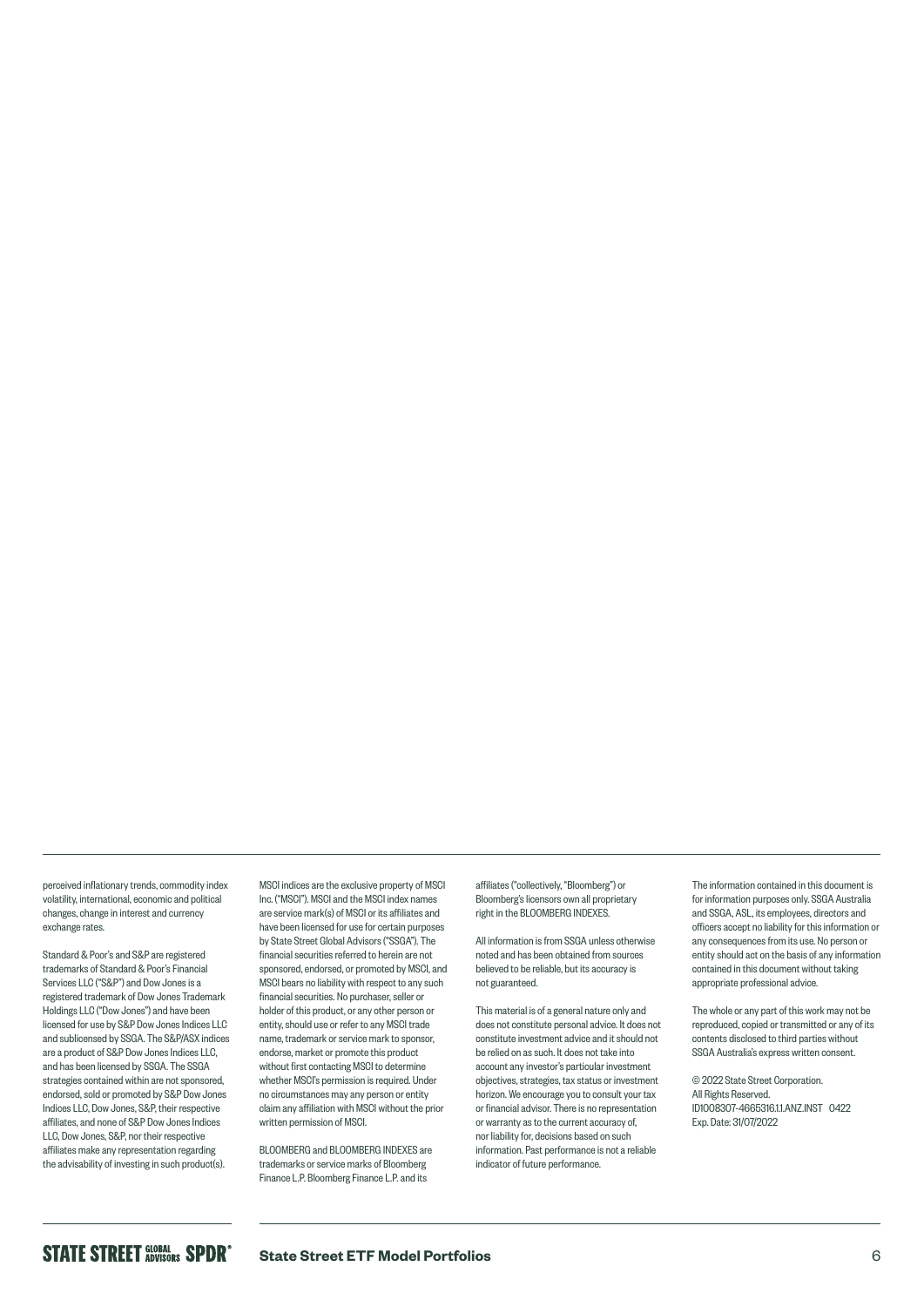perceived inflationary trends, commodity index volatility, international, economic and political changes, change in interest and currency exchange rates.

Standard & Poor's and S&P are registered trademarks of Standard & Poor's Financial Services LLC ("S&P") and Dow Jones is a registered trademark of Dow Jones Trademark Holdings LLC ("Dow Jones") and have been licensed for use by S&P Dow Jones Indices LLC and sublicensed by SSGA. The S&P/ASX indices are a product of S&P Dow Jones Indices LLC, and has been licensed by SSGA. The SSGA strategies contained within are not sponsored, endorsed, sold or promoted by S&P Dow Jones Indices LLC, Dow Jones, S&P, their respective affiliates, and none of S&P Dow Jones Indices LLC, Dow Jones, S&P, nor their respective affiliates make any representation regarding the advisability of investing in such product(s).

MSCI indices are the exclusive property of MSCI Inc. ("MSCI"). MSCI and the MSCI index names are service mark(s) of MSCI or its affiliates and have been licensed for use for certain purposes by State Street Global Advisors ("SSGA"). The financial securities referred to herein are not sponsored, endorsed, or promoted by MSCI, and MSCI bears no liability with respect to any such financial securities. No purchaser, seller or holder of this product, or any other person or entity, should use or refer to any MSCI trade name, trademark or service mark to sponsor, endorse, market or promote this product without first contacting MSCI to determine whether MSCI's permission is required. Under no circumstances may any person or entity claim any affiliation with MSCI without the prior written permission of MSCI.

BLOOMBERG and BLOOMBERG INDEXES are trademarks or service marks of Bloomberg Finance L.P. Bloomberg Finance L.P. and its affiliates ("collectively, "Bloomberg") or Bloomberg's licensors own all proprietary right in the BLOOMBERG INDEXES.

All information is from SSGA unless otherwise noted and has been obtained from sources believed to be reliable, but its accuracy is not guaranteed.

This material is of a general nature only and does not constitute personal advice. It does not constitute investment advice and it should not be relied on as such. It does not take into account any investor's particular investment objectives, strategies, tax status or investment horizon. We encourage you to consult your tax or financial advisor. There is no representation or warranty as to the current accuracy of, nor liability for, decisions based on such information. Past performance is not a reliable indicator of future performance.

The information contained in this document is for information purposes only. SSGA Australia and SSGA, ASL, its employees, directors and officers accept no liability for this information or any consequences from its use. No person or entity should act on the basis of any information contained in this document without taking appropriate professional advice.

The whole or any part of this work may not be reproduced, copied or transmitted or any of its contents disclosed to third parties without SSGA Australia's express written consent.

© 2022 State Street Corporation.
All Rights Reserved.
ID1008307-4665316.1.1.ANZ.INST 0422
Exp. Date: 31/07/2022